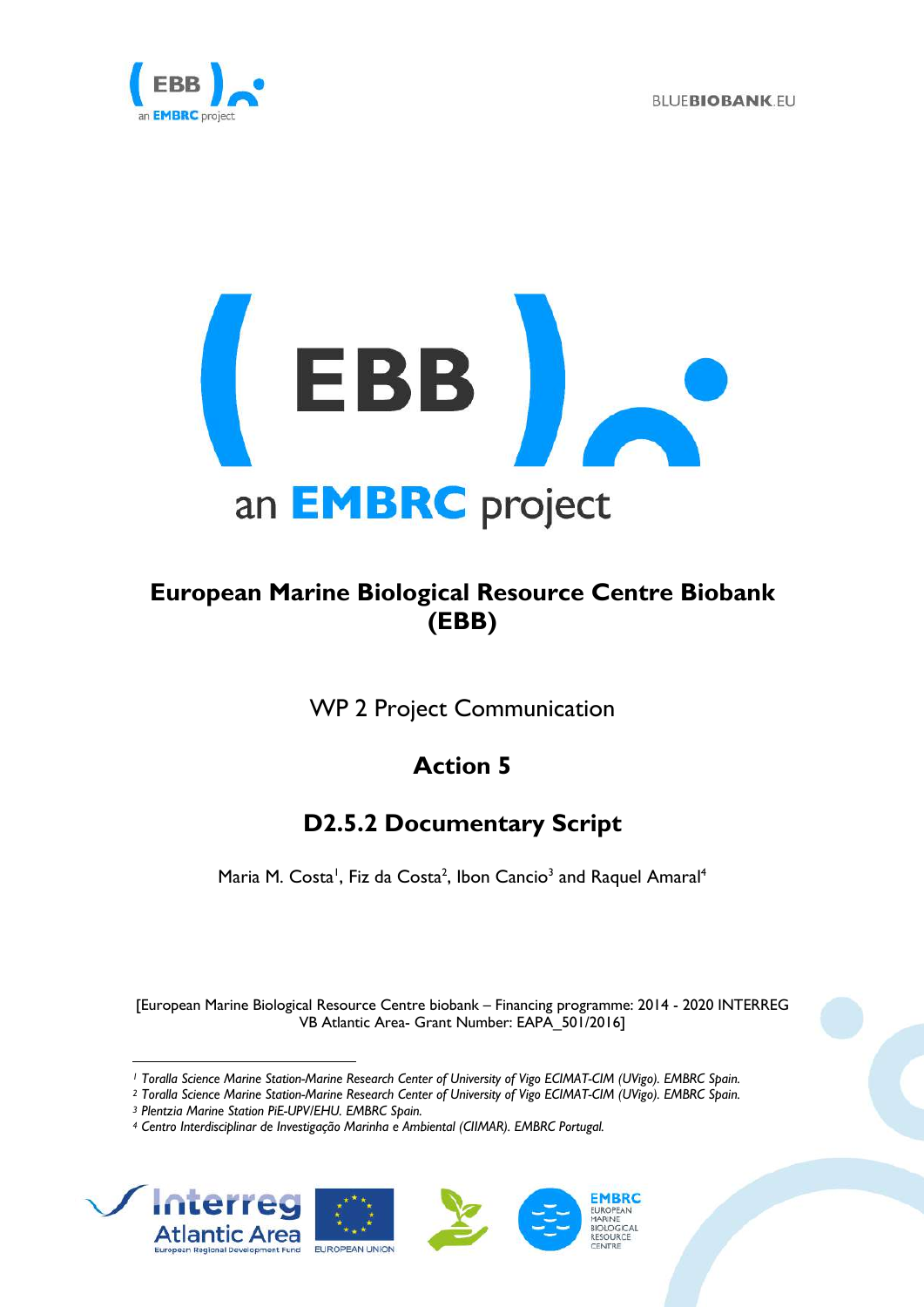# European Marine Biological Resource Centre Biobank (EBB)

WP 2 Project Communication

## Action 5

## D2.5.2 Documentary Script

Maria M. Costa[1], Fiz da Costa[2], Ibon Cancio[3] and Raquel Amaral[4]

[European Marine Biological Resource Centre biobank – Financing programme: 2014 - 2020 INTERREG VB Atlantic Area- Grant Number: EAPA_501/2016]

---

[1] *Toralla Science Marine Station-Marine Research Center of University of Vigo ECIMAT-CIM (UVigo). EMBRC Spain.*

[2] *Toralla Science Marine Station-Marine Research Center of University of Vigo ECIMAT-CIM (UVigo). EMBRC Spain.*

[3] *Plentzia Marine Station PiE-UPV/EHU. EMBRC Spain.*

[4] *Centro Interdisciplinar de Investigação Marinha e Ambiental (CIIMAR). EMBRC Portugal.*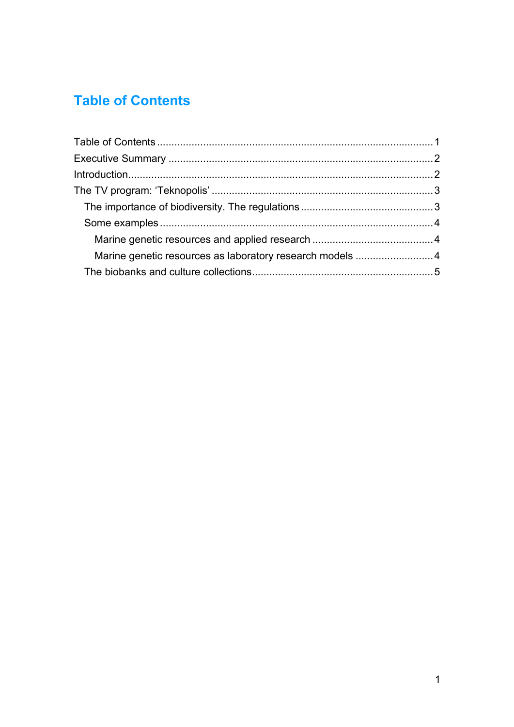# Table of Contents

Table of Contents ............................................................................................... 1
Executive Summary ............................................................................................ 2
Introduction ......................................................................................................... 2
The TV program: 'Teknopolis' ............................................................................. 3
  The importance of biodiversity. The regulations ............................................. 3
  Some examples ................................................................................................ 4
    Marine genetic resources and applied research .......................................... 4
    Marine genetic resources as laboratory research models ........................... 4
  The biobanks and culture collections .............................................................. 5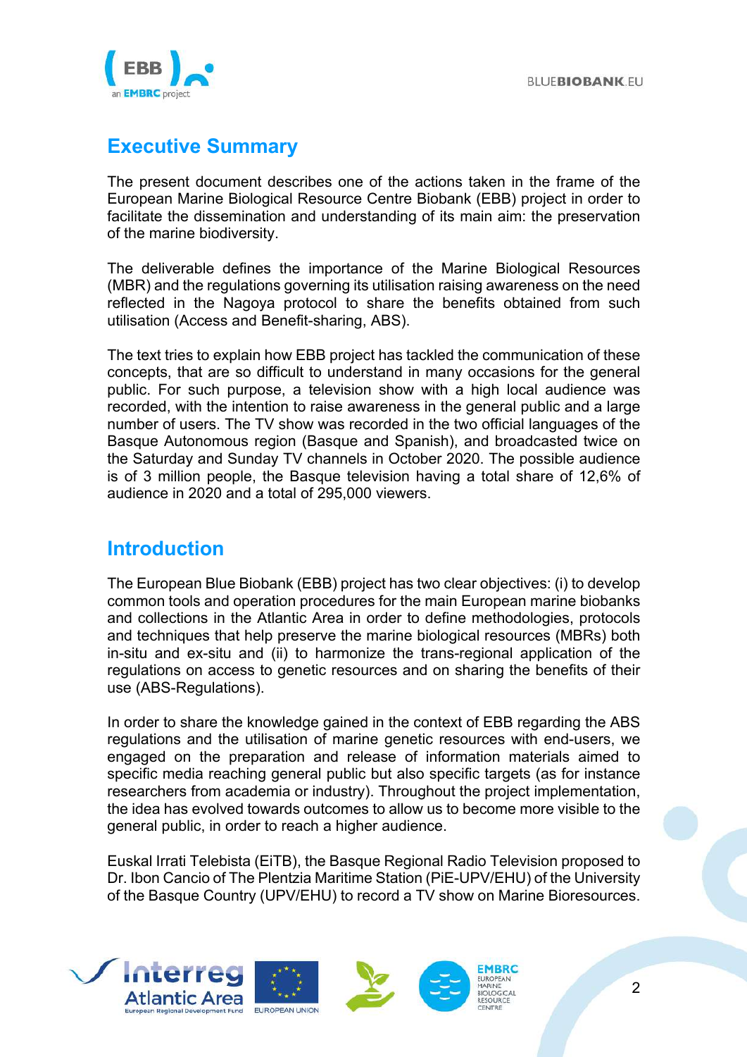## Executive Summary

The present document describes one of the actions taken in the frame of the European Marine Biological Resource Centre Biobank (EBB) project in order to facilitate the dissemination and understanding of its main aim: the preservation of the marine biodiversity.

The deliverable defines the importance of the Marine Biological Resources (MBR) and the regulations governing its utilisation raising awareness on the need reflected in the Nagoya protocol to share the benefits obtained from such utilisation (Access and Benefit-sharing, ABS).

The text tries to explain how EBB project has tackled the communication of these concepts, that are so difficult to understand in many occasions for the general public. For such purpose, a television show with a high local audience was recorded, with the intention to raise awareness in the general public and a large number of users. The TV show was recorded in the two official languages of the Basque Autonomous region (Basque and Spanish), and broadcasted twice on the Saturday and Sunday TV channels in October 2020. The possible audience is of 3 million people, the Basque television having a total share of 12,6% of audience in 2020 and a total of 295,000 viewers.

## Introduction

The European Blue Biobank (EBB) project has two clear objectives: (i) to develop common tools and operation procedures for the main European marine biobanks and collections in the Atlantic Area in order to define methodologies, protocols and techniques that help preserve the marine biological resources (MBRs) both in-situ and ex-situ and (ii) to harmonize the trans-regional application of the regulations on access to genetic resources and on sharing the benefits of their use (ABS-Regulations).

In order to share the knowledge gained in the context of EBB regarding the ABS regulations and the utilisation of marine genetic resources with end-users, we engaged on the preparation and release of information materials aimed to specific media reaching general public but also specific targets (as for instance researchers from academia or industry). Throughout the project implementation, the idea has evolved towards outcomes to allow us to become more visible to the general public, in order to reach a higher audience.

Euskal Irrati Telebista (EiTB), the Basque Regional Radio Television proposed to Dr. Ibon Cancio of The Plentzia Maritime Station (PiE-UPV/EHU) of the University of the Basque Country (UPV/EHU) to record a TV show on Marine Bioresources.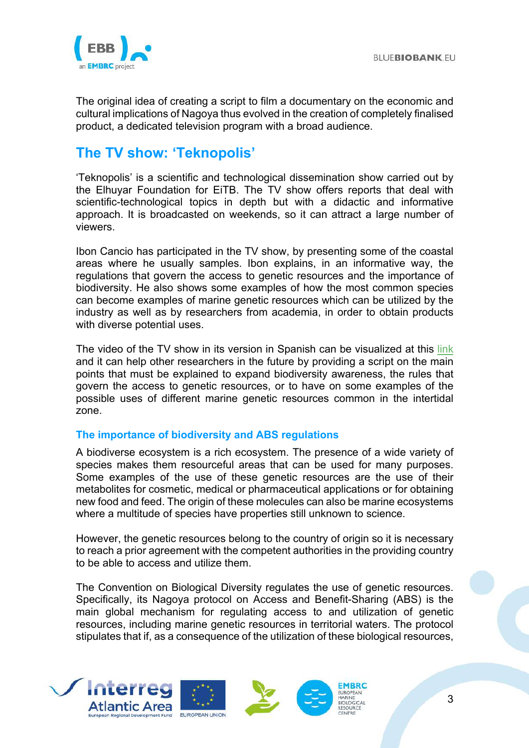The original idea of creating a script to film a documentary on the economic and cultural implications of Nagoya thus evolved in the creation of completely finalised product, a dedicated television program with a broad audience.

## The TV show: 'Teknopolis'

'Teknopolis' is a scientific and technological dissemination show carried out by the Elhuyar Foundation for EiTB. The TV show offers reports that deal with scientific-technological topics in depth but with a didactic and informative approach. It is broadcasted on weekends, so it can attract a large number of viewers.

Ibon Cancio has participated in the TV show, by presenting some of the coastal areas where he usually samples. Ibon explains, in an informative way, the regulations that govern the access to genetic resources and the importance of biodiversity. He also shows some examples of how the most common species can become examples of marine genetic resources which can be utilized by the industry as well as by researchers from academia, in order to obtain products with diverse potential uses.

The video of the TV show in its version in Spanish can be visualized at this link and it can help other researchers in the future by providing a script on the main points that must be explained to expand biodiversity awareness, the rules that govern the access to genetic resources, or to have on some examples of the possible uses of different marine genetic resources common in the intertidal zone.

### The importance of biodiversity and ABS regulations

A biodiverse ecosystem is a rich ecosystem. The presence of a wide variety of species makes them resourceful areas that can be used for many purposes. Some examples of the use of these genetic resources are the use of their metabolites for cosmetic, medical or pharmaceutical applications or for obtaining new food and feed. The origin of these molecules can also be marine ecosystems where a multitude of species have properties still unknown to science.

However, the genetic resources belong to the country of origin so it is necessary to reach a prior agreement with the competent authorities in the providing country to be able to access and utilize them.

The Convention on Biological Diversity regulates the use of genetic resources. Specifically, its Nagoya protocol on Access and Benefit-Sharing (ABS) is the main global mechanism for regulating access to and utilization of genetic resources, including marine genetic resources in territorial waters. The protocol stipulates that if, as a consequence of the utilization of these biological resources,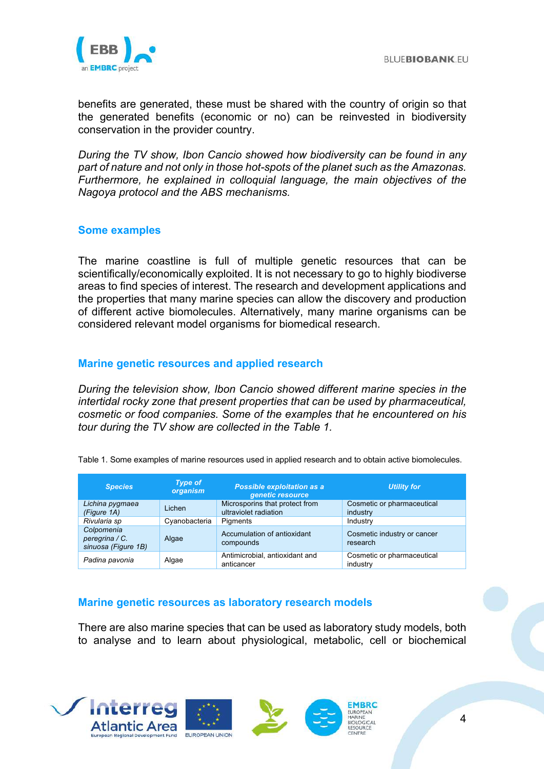benefits are generated, these must be shared with the country of origin so that the generated benefits (economic or no) can be reinvested in biodiversity conservation in the provider country.

*During the TV show, Ibon Cancio showed how biodiversity can be found in any part of nature and not only in those hot-spots of the planet such as the Amazonas. Furthermore, he explained in colloquial language, the main objectives of the Nagoya protocol and the ABS mechanisms.*

## Some examples

The marine coastline is full of multiple genetic resources that can be scientifically/economically exploited. It is not necessary to go to highly biodiverse areas to find species of interest. The research and development applications and the properties that many marine species can allow the discovery and production of different active biomolecules. Alternatively, many marine organisms can be considered relevant model organisms for biomedical research.

## Marine genetic resources and applied research

*During the television show, Ibon Cancio showed different marine species in the intertidal rocky zone that present properties that can be used by pharmaceutical, cosmetic or food companies. Some of the examples that he encountered on his tour during the TV show are collected in the Table 1.*

Table 1. Some examples of marine resources used in applied research and to obtain active biomolecules.

| *Species* | *Type of organism* | *Possible exploitation as a genetic resource* | *Utility for* |
|---|---|---|---|
| *Lichina pygmaea* (Figure 1A) | Lichen | Microsporins that protect from ultraviolet radiation | Cosmetic or pharmaceutical industry |
| *Rivularia sp* | Cyanobacteria | Pigments | Industry |
| *Colpomenia peregrina / C. sinuosa* (Figure 1B) | Algae | Accumulation of antioxidant compounds | Cosmetic industry or cancer research |
| *Padina pavonia* | Algae | Antimicrobial, antioxidant and anticancer | Cosmetic or pharmaceutical industry |

## Marine genetic resources as laboratory research models

There are also marine species that can be used as laboratory study models, both to analyse and to learn about physiological, metabolic, cell or biochemical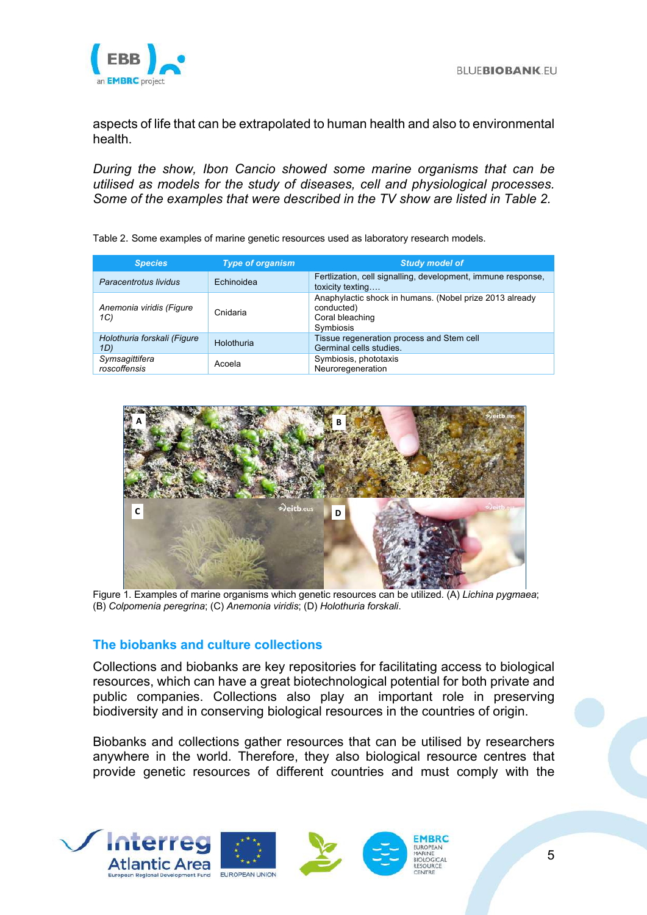aspects of life that can be extrapolated to human health and also to environmental health.

*During the show, Ibon Cancio showed some marine organisms that can be utilised as models for the study of diseases, cell and physiological processes. Some of the examples that were described in the TV show are listed in Table 2.*

Table 2. Some examples of marine genetic resources used as laboratory research models.

| Species | Type of organism | Study model of |
|---|---|---|
| *Paracentrotus lividus* | Echinoidea | Fertlization, cell signalling, development, immune response, toxicity texting…. |
| *Anemonia viridis (Figure 1C)* | Cnidaria | Anaphylactic shock in humans. (Nobel prize 2013 already conducted)<br>Coral bleaching<br>Symbiosis |
| *Holothuria forskali (Figure 1D)* | Holothuria | Tissue regeneration process and Stem cell<br>Germinal cells studies. |
| *Symsagittifera roscoffensis* | Acoela | Symbiosis, phototaxis<br>Neuroregeneration |

Figure 1. Examples of marine organisms which genetic resources can be utilized. (A) *Lichina pygmaea*; (B) *Colpomenia peregrina*; (C) *Anemonia viridis*; (D) *Holothuria forskali*.

## The biobanks and culture collections

Collections and biobanks are key repositories for facilitating access to biological resources, which can have a great biotechnological potential for both private and public companies. Collections also play an important role in preserving biodiversity and in conserving biological resources in the countries of origin.

Biobanks and collections gather resources that can be utilised by researchers anywhere in the world. Therefore, they also biological resource centres that provide genetic resources of different countries and must comply with the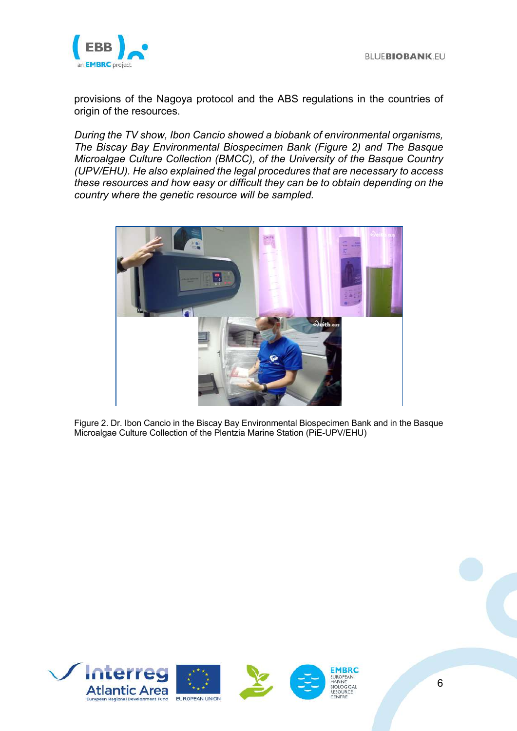provisions of the Nagoya protocol and the ABS regulations in the countries of origin of the resources.

*During the TV show, Ibon Cancio showed a biobank of environmental organisms, The Biscay Bay Environmental Biospecimen Bank (Figure 2) and The Basque Microalgae Culture Collection (BMCC), of the University of the Basque Country (UPV/EHU). He also explained the legal procedures that are necessary to access these resources and how easy or difficult they can be to obtain depending on the country where the genetic resource will be sampled.*

Figure 2. Dr. Ibon Cancio in the Biscay Bay Environmental Biospecimen Bank and in the Basque Microalgae Culture Collection of the Plentzia Marine Station (PiE-UPV/EHU)